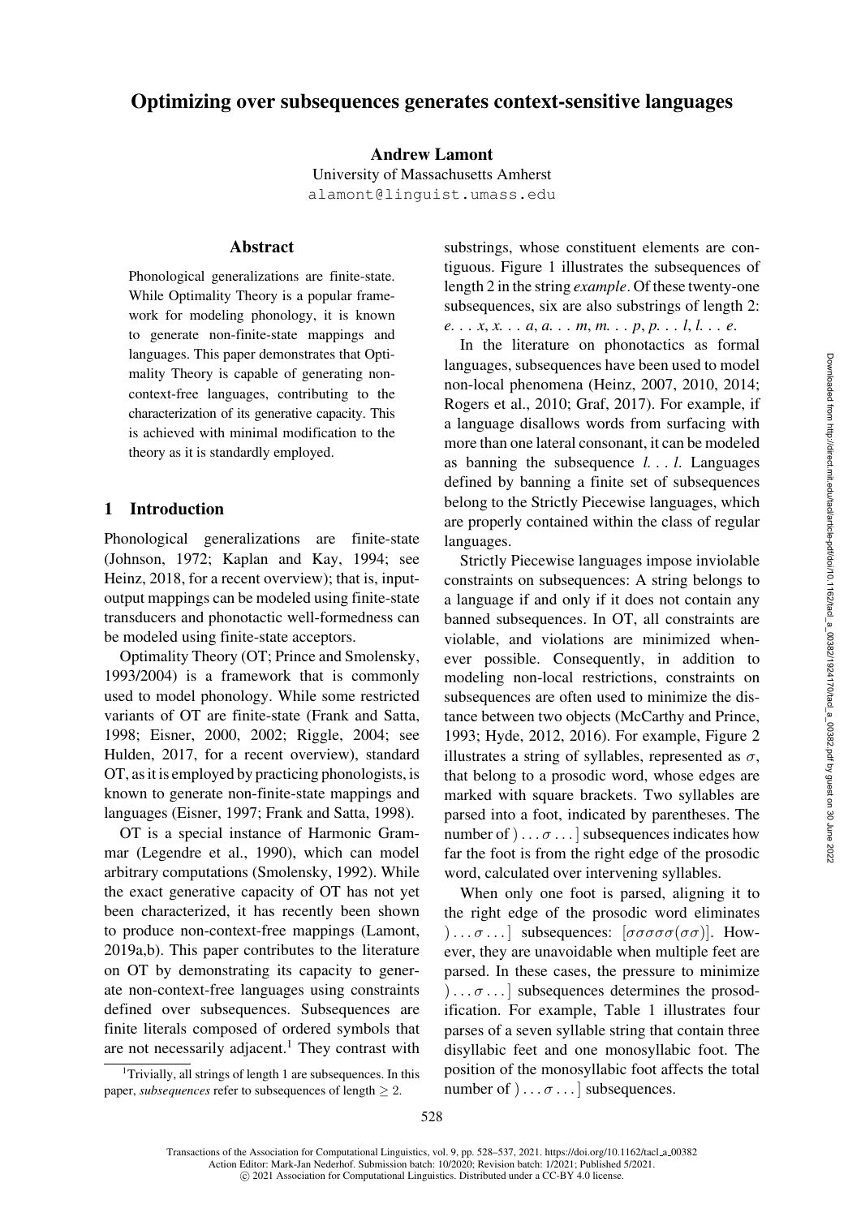# Optimizing over subsequences generates context-sensitive languages

**Andrew Lamont**

University of Massachusetts Amherst

alamont@linguist.umass.edu

## Abstract

Phonological generalizations are finite-state. While Optimality Theory is a popular framework for modeling phonology, it is known to generate non-finite-state mappings and languages. This paper demonstrates that Optimality Theory is capable of generating non-context-free languages, contributing to the characterization of its generative capacity. This is achieved with minimal modification to the theory as it is standardly employed.

## 1 Introduction

Phonological generalizations are finite-state (Johnson, 1972; Kaplan and Kay, 1994; see Heinz, 2018, for a recent overview); that is, input-output mappings can be modeled using finite-state transducers and phonotactic well-formedness can be modeled using finite-state acceptors.

Optimality Theory (OT; Prince and Smolensky, 1993/2004) is a framework that is commonly used to model phonology. While some restricted variants of OT are finite-state (Frank and Satta, 1998; Eisner, 2000, 2002; Riggle, 2004; see Hulden, 2017, for a recent overview), standard OT, as it is employed by practicing phonologists, is known to generate non-finite-state mappings and languages (Eisner, 1997; Frank and Satta, 1998).

OT is a special instance of Harmonic Grammar (Legendre et al., 1990), which can model arbitrary computations (Smolensky, 1992). While the exact generative capacity of OT has not yet been characterized, it has recently been shown to produce non-context-free mappings (Lamont, 2019a,b). This paper contributes to the literature on OT by demonstrating its capacity to generate non-context-free languages using constraints defined over subsequences. Subsequences are finite literals composed of ordered symbols that are not necessarily adjacent.[1] They contrast with substrings, whose constituent elements are contiguous. Figure 1 illustrates the subsequences of length 2 in the string *example*. Of these twenty-one subsequences, six are also substrings of length 2: *e. . . x*, *x. . . a*, *a. . . m*, *m. . . p*, *p. . . l*, *l. . . e*.

In the literature on phonotactics as formal languages, subsequences have been used to model non-local phenomena (Heinz, 2007, 2010, 2014; Rogers et al., 2010; Graf, 2017). For example, if a language disallows words from surfacing with more than one lateral consonant, it can be modeled as banning the subsequence *l. . . l*. Languages defined by banning a finite set of subsequences belong to the Strictly Piecewise languages, which are properly contained within the class of regular languages.

Strictly Piecewise languages impose inviolable constraints on subsequences: A string belongs to a language if and only if it does not contain any banned subsequences. In OT, all constraints are violable, and violations are minimized whenever possible. Consequently, in addition to modeling non-local restrictions, constraints on subsequences are often used to minimize the distance between two objects (McCarthy and Prince, 1993; Hyde, 2012, 2016). For example, Figure 2 illustrates a string of syllables, represented as $\sigma$, that belong to a prosodic word, whose edges are marked with square brackets. Two syllables are parsed into a foot, indicated by parentheses. The number of $) \ldots \sigma \ldots ]$ subsequences indicates how far the foot is from the right edge of the prosodic word, calculated over intervening syllables.

When only one foot is parsed, aligning it to the right edge of the prosodic word eliminates $) \ldots \sigma \ldots ]$ subsequences: $[\sigma\sigma\sigma\sigma\sigma(\sigma\sigma)]$. However, they are unavoidable when multiple feet are parsed. In these cases, the pressure to minimize $) \ldots \sigma \ldots ]$ subsequences determines the prosodification. For example, Table 1 illustrates four parses of a seven syllable string that contain three disyllabic feet and one monosyllabic foot. The position of the monosyllabic foot affects the total number of $) \ldots \sigma \ldots ]$ subsequences.

[1] Trivially, all strings of length 1 are subsequences. In this paper, *subsequences* refer to subsequences of length $\geq 2$.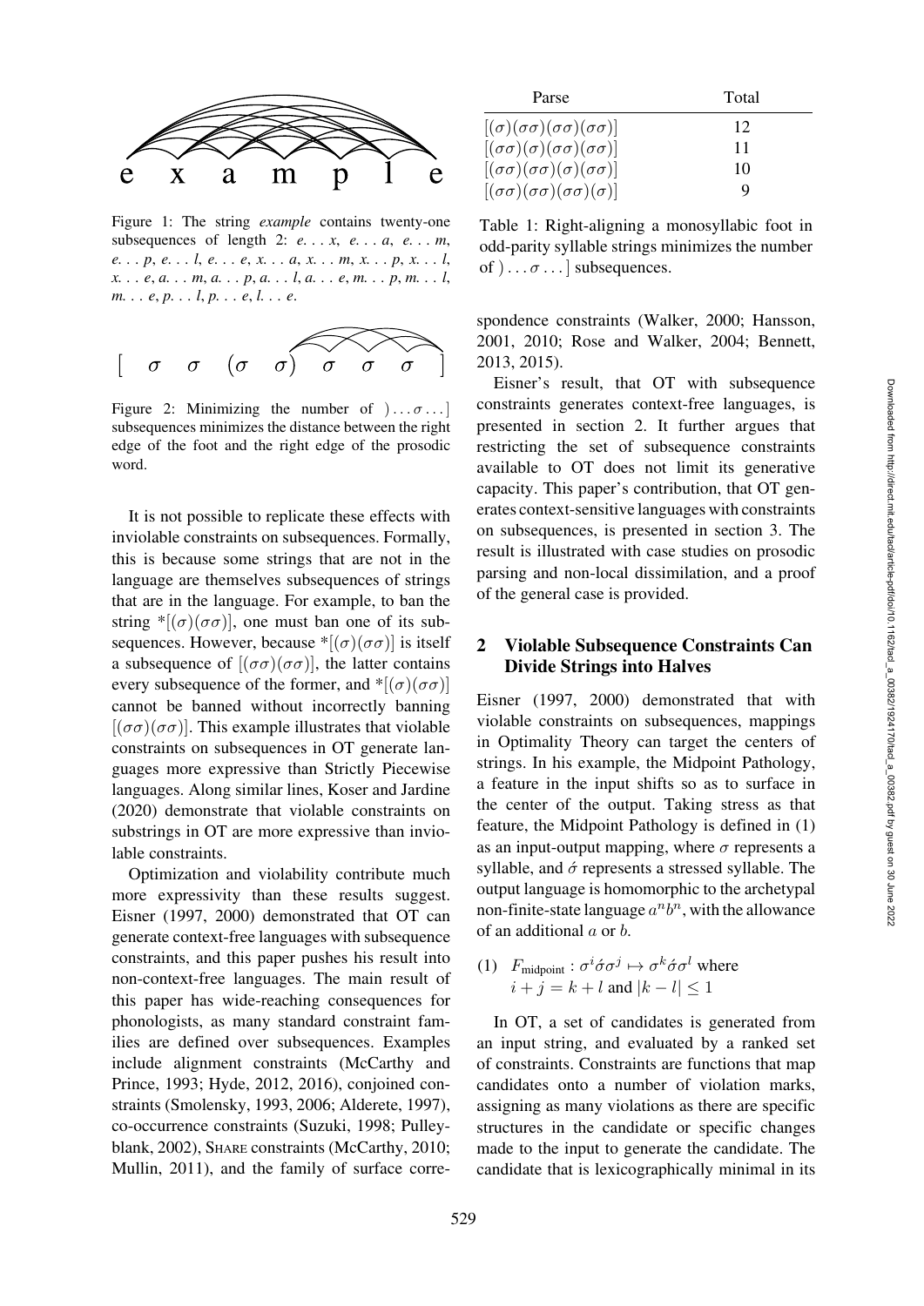Figure 1: The string *example* contains twenty-one subsequences of length 2: *e. . . x*, *e. . . a*, *e. . . m*, *e. . . p*, *e. . . l*, *e. . . e*, *x. . . a*, *x. . . m*, *x. . . p*, *x. . . l*, *x. . . e*, *a. . . m*, *a. . . p*, *a. . . l*, *a. . . e*, *m. . . p*, *m. . . l*, *m. . . e*, *p. . . l*, *p. . . e*, *l. . . e*.

$[\ \sigma\ \ \sigma\ \ (\sigma\ \ \sigma)\ \ \sigma\ \ \sigma\ \ \sigma\ ]$

Figure 2: Minimizing the number of $) \ldots \sigma \ldots ]$ subsequences minimizes the distance between the right edge of the foot and the right edge of the prosodic word.

It is not possible to replicate these effects with inviolable constraints on subsequences. Formally, this is because some strings that are not in the language are themselves subsequences of strings that are in the language. For example, to ban the string $*[(\sigma)(\sigma\sigma)]$, one must ban one of its subsequences. However, because $*[(\sigma)(\sigma\sigma)]$ is itself a subsequence of $[(\sigma\sigma)(\sigma\sigma)]$, the latter contains every subsequence of the former, and $*[(\sigma)(\sigma\sigma)]$ cannot be banned without incorrectly banning $[(\sigma\sigma)(\sigma\sigma)]$. This example illustrates that violable constraints on subsequences in OT generate languages more expressive than Strictly Piecewise languages. Along similar lines, Koser and Jardine (2020) demonstrate that violable constraints on substrings in OT are more expressive than inviolable constraints.

Optimization and violability contribute much more expressivity than these results suggest. Eisner (1997, 2000) demonstrated that OT can generate context-free languages with subsequence constraints, and this paper pushes his result into non-context-free languages. The main result of this paper has wide-reaching consequences for phonologists, as many standard constraint families are defined over subsequences. Examples include alignment constraints (McCarthy and Prince, 1993; Hyde, 2012, 2016), conjoined constraints (Smolensky, 1993, 2006; Alderete, 1997), co-occurrence constraints (Suzuki, 1998; Pulleyblank, 2002), SHARE constraints (McCarthy, 2010; Mullin, 2011), and the family of surface correspondence constraints (Walker, 2000; Hansson, 2001, 2010; Rose and Walker, 2004; Bennett, 2013, 2015).

| Parse | Total |
|---|---|
| $[(\sigma)(\sigma\sigma)(\sigma\sigma)(\sigma\sigma)]$ | 12 |
| $[(\sigma\sigma)(\sigma)(\sigma\sigma)(\sigma\sigma)]$ | 11 |
| $[(\sigma\sigma)(\sigma\sigma)(\sigma)(\sigma\sigma)]$ | 10 |
| $[(\sigma\sigma)(\sigma\sigma)(\sigma\sigma)(\sigma)]$ | 9 |

Table 1: Right-aligning a monosyllabic foot in odd-parity syllable strings minimizes the number of $) \ldots \sigma \ldots ]$ subsequences.

Eisner's result, that OT with subsequence constraints generates context-free languages, is presented in section 2. It further argues that restricting the set of subsequence constraints available to OT does not limit its generative capacity. This paper's contribution, that OT generates context-sensitive languages with constraints on subsequences, is presented in section 3. The result is illustrated with case studies on prosodic parsing and non-local dissimilation, and a proof of the general case is provided.

## 2 Violable Subsequence Constraints Can Divide Strings into Halves

Eisner (1997, 2000) demonstrated that with violable constraints on subsequences, mappings in Optimality Theory can target the centers of strings. In his example, the Midpoint Pathology, a feature in the input shifts so as to surface in the center of the output. Taking stress as that feature, the Midpoint Pathology is defined in (1) as an input-output mapping, where $\sigma$ represents a syllable, and $\acute{\sigma}$ represents a stressed syllable. The output language is homomorphic to the archetypal non-finite-state language $a^n b^n$, with the allowance of an additional $a$ or $b$.

(1) $F_{\text{midpoint}} : \sigma^i \acute{\sigma} \sigma^j \mapsto \sigma^k \acute{\sigma} \sigma^l$ where $i + j = k + l$ and $|k - l| \leq 1$

In OT, a set of candidates is generated from an input string, and evaluated by a ranked set of constraints. Constraints are functions that map candidates onto a number of violation marks, assigning as many violations as there are specific structures in the candidate or specific changes made to the input to generate the candidate. The candidate that is lexicographically minimal in its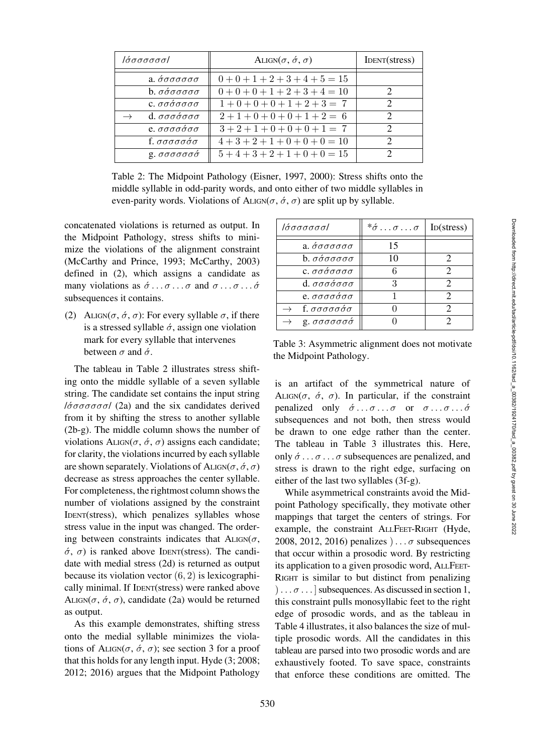| /$\acute{\sigma}\sigma\sigma\sigma\sigma\sigma\sigma$/ | | ALIGN($\sigma$, $\acute{\sigma}$, $\sigma$) | IDENT(stress) |
|---|---|---|---|
| | a. $\acute{\sigma}\sigma\sigma\sigma\sigma\sigma\sigma$ | $0+0+1+2+3+4+5=15$ | |
| | b. $\sigma\acute{\sigma}\sigma\sigma\sigma\sigma\sigma$ | $0+0+0+1+2+3+4=10$ | 2 |
| | c. $\sigma\sigma\acute{\sigma}\sigma\sigma\sigma\sigma$ | $1+0+0+0+1+2+3=7$ | 2 |
| $\rightarrow$ | d. $\sigma\sigma\sigma\acute{\sigma}\sigma\sigma\sigma$ | $2+1+0+0+0+1+2=6$ | 2 |
| | e. $\sigma\sigma\sigma\sigma\acute{\sigma}\sigma\sigma$ | $3+2+1+0+0+0+1=7$ | 2 |
| | f. $\sigma\sigma\sigma\sigma\sigma\acute{\sigma}\sigma$ | $4+3+2+1+0+0+0=10$ | 2 |
| | g. $\sigma\sigma\sigma\sigma\sigma\sigma\acute{\sigma}$ | $5+4+3+2+1+0+0=15$ | 2 |

Table 2: The Midpoint Pathology (Eisner, 1997, 2000): Stress shifts onto the middle syllable in odd-parity words, and onto either of two middle syllables in even-parity words. Violations of ALIGN($\sigma$, $\acute{\sigma}$, $\sigma$) are split up by syllable.

concatenated violations is returned as output. In the Midpoint Pathology, stress shifts to minimize the violations of the alignment constraint (McCarthy and Prince, 1993; McCarthy, 2003) defined in (2), which assigns a candidate as many violations as $\acute{\sigma}\ldots\sigma\ldots\sigma$ and $\sigma\ldots\sigma\ldots\acute{\sigma}$ subsequences it contains.

(2) ALIGN($\sigma$, $\acute{\sigma}$, $\sigma$): For every syllable $\sigma$, if there is a stressed syllable $\acute{\sigma}$, assign one violation mark for every syllable that intervenes between $\sigma$ and $\acute{\sigma}$.

The tableau in Table 2 illustrates stress shifting onto the middle syllable of a seven syllable string. The candidate set contains the input string /$\acute{\sigma}\sigma\sigma\sigma\sigma\sigma\sigma$/ (2a) and the six candidates derived from it by shifting the stress to another syllable (2b-g). The middle column shows the number of violations ALIGN($\sigma$, $\acute{\sigma}$, $\sigma$) assigns each candidate; for clarity, the violations incurred by each syllable are shown separately. Violations of ALIGN($\sigma$, $\acute{\sigma}$, $\sigma$) decrease as stress approaches the center syllable. For completeness, the rightmost column shows the number of violations assigned by the constraint IDENT(stress), which penalizes syllables whose stress value in the input was changed. The ordering between constraints indicates that ALIGN($\sigma$, $\acute{\sigma}$, $\sigma$) is ranked above IDENT(stress). The candidate with medial stress (2d) is returned as output because its violation vector $(6, 2)$ is lexicographically minimal. If IDENT(stress) were ranked above ALIGN($\sigma$, $\acute{\sigma}$, $\sigma$), candidate (2a) would be returned as output.

As this example demonstrates, shifting stress onto the medial syllable minimizes the violations of ALIGN($\sigma$, $\acute{\sigma}$, $\sigma$); see section 3 for a proof that this holds for any length input. Hyde (3; 2008; 2012; 2016) argues that the Midpoint Pathology is an artifact of the symmetrical nature of ALIGN($\sigma$, $\acute{\sigma}$, $\sigma$). In particular, if the constraint penalized only $\acute{\sigma}\ldots\sigma\ldots\sigma$ or $\sigma\ldots\sigma\ldots\acute{\sigma}$ subsequences and not both, then stress would be drawn to one edge rather than the center. The tableau in Table 3 illustrates this. Here, only $\acute{\sigma}\ldots\sigma\ldots\sigma$ subsequences are penalized, and stress is drawn to the right edge, surfacing on either of the last two syllables (3f-g).

| /$\acute{\sigma}\sigma\sigma\sigma\sigma\sigma\sigma$/ | | $*\acute{\sigma}\ldots\sigma\ldots\sigma$ | ID(stress) |
|---|---|---|---|
| | a. $\acute{\sigma}\sigma\sigma\sigma\sigma\sigma\sigma$ | 15 | |
| | b. $\sigma\acute{\sigma}\sigma\sigma\sigma\sigma\sigma$ | 10 | 2 |
| | c. $\sigma\sigma\acute{\sigma}\sigma\sigma\sigma\sigma$ | 6 | 2 |
| | d. $\sigma\sigma\sigma\acute{\sigma}\sigma\sigma\sigma$ | 3 | 2 |
| | e. $\sigma\sigma\sigma\sigma\acute{\sigma}\sigma\sigma$ | 1 | 2 |
| $\rightarrow$ | f. $\sigma\sigma\sigma\sigma\sigma\acute{\sigma}\sigma$ | 0 | 2 |
| $\rightarrow$ | g. $\sigma\sigma\sigma\sigma\sigma\sigma\acute{\sigma}$ | 0 | 2 |

Table 3: Asymmetric alignment does not motivate the Midpoint Pathology.

While asymmetrical constraints avoid the Midpoint Pathology specifically, they motivate other mappings that target the centers of strings. For example, the constraint ALLFEET-RIGHT (Hyde, 2008, 2012, 2016) penalizes $)\ldots\sigma$ subsequences that occur within a prosodic word. By restricting its application to a given prosodic word, ALLFEET-RIGHT is similar to but distinct from penalizing $)\ldots\sigma\ldots]$ subsequences. As discussed in section 1, this constraint pulls monosyllabic feet to the right edge of prosodic words, and as the tableau in Table 4 illustrates, it also balances the size of multiple prosodic words. All the candidates in this tableau are parsed into two prosodic words and are exhaustively footed. To save space, constraints that enforce these conditions are omitted. The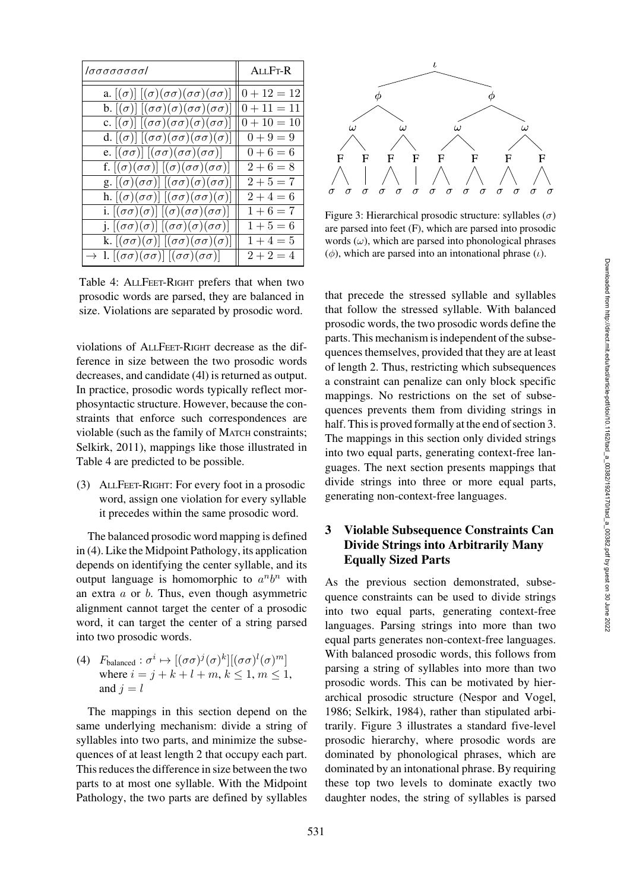| /σσσσσσσσ/ | ALLFT-R |
|---|---|
| a. $[(\sigma)]\ [(\sigma)(\sigma\sigma)(\sigma\sigma)(\sigma\sigma)]$ | $0+12=12$ |
| b. $[(\sigma)]\ [(\sigma\sigma)(\sigma)(\sigma\sigma)(\sigma\sigma)]$ | $0+11=11$ |
| c. $[(\sigma)]\ [(\sigma\sigma)(\sigma\sigma)(\sigma)(\sigma\sigma)]$ | $0+10=10$ |
| d. $[(\sigma)]\ [(\sigma\sigma)(\sigma\sigma)(\sigma\sigma)(\sigma)]$ | $0+9=9$ |
| e. $[(\sigma\sigma)]\ [(\sigma\sigma)(\sigma\sigma)(\sigma\sigma)]$ | $0+6=6$ |
| f. $[(\sigma)(\sigma\sigma)]\ [(\sigma)(\sigma\sigma)(\sigma\sigma)]$ | $2+6=8$ |
| g. $[(\sigma)(\sigma\sigma)]\ [(\sigma\sigma)(\sigma)(\sigma\sigma)]$ | $2+5=7$ |
| h. $[(\sigma)(\sigma\sigma)]\ [(\sigma\sigma)(\sigma\sigma)(\sigma)]$ | $2+4=6$ |
| i. $[(\sigma\sigma)(\sigma)]\ [(\sigma)(\sigma\sigma)(\sigma\sigma)]$ | $1+6=7$ |
| j. $[(\sigma\sigma)(\sigma)]\ [(\sigma\sigma)(\sigma)(\sigma\sigma)]$ | $1+5=6$ |
| k. $[(\sigma\sigma)(\sigma)]\ [(\sigma\sigma)(\sigma\sigma)(\sigma)]$ | $1+4=5$ |
| → l. $[(\sigma\sigma)(\sigma\sigma)]\ [(\sigma\sigma)(\sigma\sigma)]$ | $2+2=4$ |

Table 4: ALLFEET-RIGHT prefers that when two prosodic words are parsed, they are balanced in size. Violations are separated by prosodic word.

violations of ALLFEET-RIGHT decrease as the difference in size between the two prosodic words decreases, and candidate (4l) is returned as output. In practice, prosodic words typically reflect morphosyntactic structure. However, because the constraints that enforce such correspondences are violable (such as the family of MATCH constraints; Selkirk, 2011), mappings like those illustrated in Table 4 are predicted to be possible.

(3) ALLFEET-RIGHT: For every foot in a prosodic word, assign one violation for every syllable it precedes within the same prosodic word.

The balanced prosodic word mapping is defined in (4). Like the Midpoint Pathology, its application depends on identifying the center syllable, and its output language is homomorphic to $a^nb^n$ with an extra $a$ or $b$. Thus, even though asymmetric alignment cannot target the center of a prosodic word, it can target the center of a string parsed into two prosodic words.

(4) $F_{\text{balanced}} : \sigma^i \mapsto [(\sigma\sigma)^j(\sigma)^k][(\sigma\sigma)^l(\sigma)^m]$ where $i = j + k + l + m$, $k \leq 1$, $m \leq 1$, and $j = l$

The mappings in this section depend on the same underlying mechanism: divide a string of syllables into two parts, and minimize the subsequences of at least length 2 that occupy each part. This reduces the difference in size between the two parts to at most one syllable. With the Midpoint Pathology, the two parts are defined by syllables that precede the stressed syllable and syllables that follow the stressed syllable. With balanced prosodic words, the two prosodic words define the parts. This mechanism is independent of the subsequences themselves, provided that they are at least of length 2. Thus, restricting which subsequences a constraint can penalize can only block specific mappings. No restrictions on the set of subsequences prevents them from dividing strings in half. This is proved formally at the end of section 3. The mappings in this section only divided strings into two equal parts, generating context-free languages. The next section presents mappings that divide strings into three or more equal parts, generating non-context-free languages.

Figure 3: Hierarchical prosodic structure: syllables ($\sigma$) are parsed into feet (F), which are parsed into prosodic words ($\omega$), which are parsed into phonological phrases ($\phi$), which are parsed into an intonational phrase ($\iota$).

## 3 Violable Subsequence Constraints Can Divide Strings into Arbitrarily Many Equally Sized Parts

As the previous section demonstrated, subsequence constraints can be used to divide strings into two equal parts, generating context-free languages. Parsing strings into more than two equal parts generates non-context-free languages. With balanced prosodic words, this follows from parsing a string of syllables into more than two prosodic words. This can be motivated by hierarchical prosodic structure (Nespor and Vogel, 1986; Selkirk, 1984), rather than stipulated arbitrarily. Figure 3 illustrates a standard five-level prosodic hierarchy, where prosodic words are dominated by phonological phrases, which are dominated by an intonational phrase. By requiring these top two levels to dominate exactly two daughter nodes, the string of syllables is parsed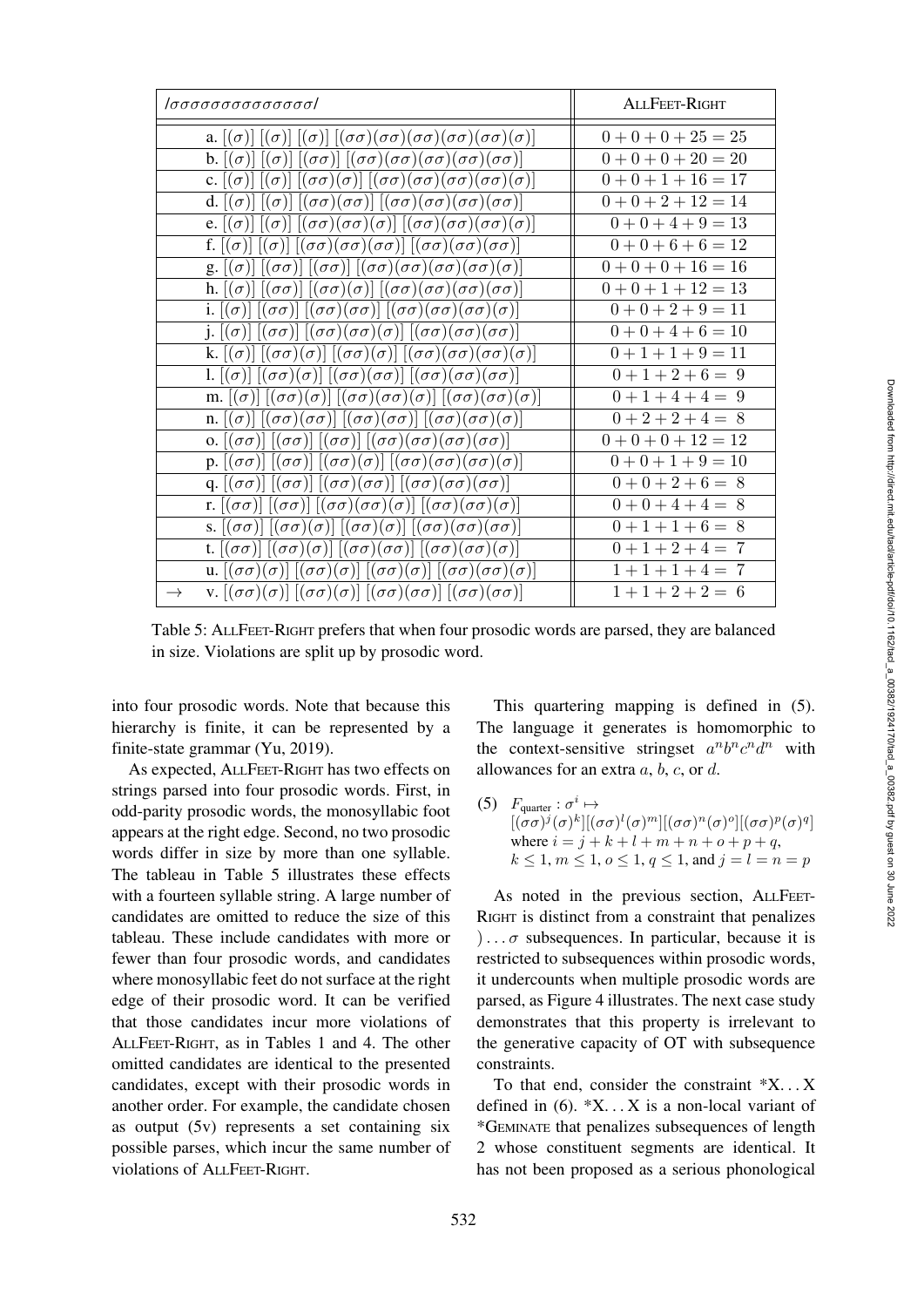| /σσσσσσσσσσσσσσ/ | AllFeet-Right |
|---|---|
| a. $[(\sigma)]\ [(\sigma)]\ [(\sigma)]\ [(\sigma\sigma)(\sigma\sigma)(\sigma\sigma)(\sigma\sigma)(\sigma\sigma)(\sigma)]$ | $0+0+0+25=25$ |
| b. $[(\sigma)]\ [(\sigma)]\ [(\sigma\sigma)]\ [(\sigma\sigma)(\sigma\sigma)(\sigma\sigma)(\sigma\sigma)(\sigma\sigma)]$ | $0+0+0+20=20$ |
| c. $[(\sigma)]\ [(\sigma)]\ [(\sigma\sigma)(\sigma)]\ [(\sigma\sigma)(\sigma\sigma)(\sigma\sigma)(\sigma\sigma)(\sigma)]$ | $0+0+1+16=17$ |
| d. $[(\sigma)]\ [(\sigma)]\ [(\sigma\sigma)(\sigma\sigma)]\ [(\sigma\sigma)(\sigma\sigma)(\sigma\sigma)(\sigma\sigma)]$ | $0+0+2+12=14$ |
| e. $[(\sigma)]\ [(\sigma)]\ [(\sigma\sigma)(\sigma\sigma)(\sigma)]\ [(\sigma\sigma)(\sigma\sigma)(\sigma\sigma)(\sigma)]$ | $0+0+4+9=13$ |
| f. $[(\sigma)]\ [(\sigma)]\ [(\sigma\sigma)(\sigma\sigma)(\sigma\sigma)]\ [(\sigma\sigma)(\sigma\sigma)(\sigma\sigma)]$ | $0+0+6+6=12$ |
| g. $[(\sigma)]\ [(\sigma\sigma)]\ [(\sigma\sigma)]\ [(\sigma\sigma)(\sigma\sigma)(\sigma\sigma)(\sigma\sigma)(\sigma)]$ | $0+0+0+16=16$ |
| h. $[(\sigma)]\ [(\sigma\sigma)]\ [(\sigma\sigma)(\sigma)]\ [(\sigma\sigma)(\sigma\sigma)(\sigma\sigma)(\sigma\sigma)]$ | $0+0+1+12=13$ |
| i. $[(\sigma)]\ [(\sigma\sigma)]\ [(\sigma\sigma)(\sigma\sigma)]\ [(\sigma\sigma)(\sigma\sigma)(\sigma\sigma)(\sigma)]$ | $0+0+2+9=11$ |
| j. $[(\sigma)]\ [(\sigma\sigma)]\ [(\sigma\sigma)(\sigma\sigma)(\sigma)]\ [(\sigma\sigma)(\sigma\sigma)(\sigma\sigma)]$ | $0+0+4+6=10$ |
| k. $[(\sigma)]\ [(\sigma\sigma)(\sigma)]\ [(\sigma\sigma)(\sigma)]\ [(\sigma\sigma)(\sigma\sigma)(\sigma\sigma)(\sigma)]$ | $0+1+1+9=11$ |
| l. $[(\sigma)]\ [(\sigma\sigma)(\sigma)]\ [(\sigma\sigma)(\sigma\sigma)]\ [(\sigma\sigma)(\sigma\sigma)(\sigma\sigma)]$ | $0+1+2+6=9$ |
| m. $[(\sigma)]\ [(\sigma\sigma)(\sigma)]\ [(\sigma\sigma)(\sigma\sigma)(\sigma)]\ [(\sigma\sigma)(\sigma\sigma)(\sigma)]$ | $0+1+4+4=9$ |
| n. $[(\sigma)]\ [(\sigma\sigma)(\sigma\sigma)]\ [(\sigma\sigma)(\sigma\sigma)]\ [(\sigma\sigma)(\sigma\sigma)(\sigma)]$ | $0+2+2+4=8$ |
| o. $[(\sigma\sigma)]\ [(\sigma\sigma)]\ [(\sigma\sigma)]\ [(\sigma\sigma)(\sigma\sigma)(\sigma\sigma)(\sigma\sigma)]$ | $0+0+0+12=12$ |
| p. $[(\sigma\sigma)]\ [(\sigma\sigma)]\ [(\sigma\sigma)(\sigma)]\ [(\sigma\sigma)(\sigma\sigma)(\sigma\sigma)(\sigma)]$ | $0+0+1+9=10$ |
| q. $[(\sigma\sigma)]\ [(\sigma\sigma)]\ [(\sigma\sigma)(\sigma\sigma)]\ [(\sigma\sigma)(\sigma\sigma)(\sigma\sigma)]$ | $0+0+2+6=8$ |
| r. $[(\sigma\sigma)]\ [(\sigma\sigma)]\ [(\sigma\sigma)(\sigma\sigma)(\sigma)]\ [(\sigma\sigma)(\sigma\sigma)(\sigma)]$ | $0+0+4+4=8$ |
| s. $[(\sigma\sigma)]\ [(\sigma\sigma)(\sigma)]\ [(\sigma\sigma)(\sigma)]\ [(\sigma\sigma)(\sigma\sigma)(\sigma\sigma)]$ | $0+1+1+6=8$ |
| t. $[(\sigma\sigma)]\ [(\sigma\sigma)(\sigma)]\ [(\sigma\sigma)(\sigma\sigma)]\ [(\sigma\sigma)(\sigma\sigma)(\sigma)]$ | $0+1+2+4=7$ |
| u. $[(\sigma\sigma)(\sigma)]\ [(\sigma\sigma)(\sigma)]\ [(\sigma\sigma)(\sigma)]\ [(\sigma\sigma)(\sigma\sigma)(\sigma)]$ | $1+1+1+4=7$ |
| → v. $[(\sigma\sigma)(\sigma)]\ [(\sigma\sigma)(\sigma)]\ [(\sigma\sigma)(\sigma\sigma)]\ [(\sigma\sigma)(\sigma\sigma)]$ | $1+1+2+2=6$ |

Table 5: AllFeet-Right prefers that when four prosodic words are parsed, they are balanced in size. Violations are split up by prosodic word.

into four prosodic words. Note that because this hierarchy is finite, it can be represented by a finite-state grammar (Yu, 2019).

As expected, AllFeet-Right has two effects on strings parsed into four prosodic words. First, in odd-parity prosodic words, the monosyllabic foot appears at the right edge. Second, no two prosodic words differ in size by more than one syllable. The tableau in Table 5 illustrates these effects with a fourteen syllable string. A large number of candidates are omitted to reduce the size of this tableau. These include candidates with more or fewer than four prosodic words, and candidates where monosyllabic feet do not surface at the right edge of their prosodic word. It can be verified that those candidates incur more violations of AllFeet-Right, as in Tables 1 and 4. The other omitted candidates are identical to the presented candidates, except with their prosodic words in another order. For example, the candidate chosen as output (5v) represents a set containing six possible parses, which incur the same number of violations of AllFeet-Right.

This quartering mapping is defined in (5). The language it generates is homomorphic to the context-sensitive stringset $a^nb^nc^nd^n$ with allowances for an extra $a$, $b$, $c$, or $d$.

(5) $F_{\text{quarter}} : \sigma^i \mapsto$
$[(\sigma\sigma)^j(\sigma)^k][(\sigma\sigma)^l(\sigma)^m][(\sigma\sigma)^n(\sigma)^o][(\sigma\sigma)^p(\sigma)^q]$
where $i = j+k+l+m+n+o+p+q$,
$k \leq 1$, $m \leq 1$, $o \leq 1$, $q \leq 1$, and $j = l = n = p$

As noted in the previous section, AllFeet-Right is distinct from a constraint that penalizes $)\ldots\sigma$ subsequences. In particular, because it is restricted to subsequences within prosodic words, it undercounts when multiple prosodic words are parsed, as Figure 4 illustrates. The next case study demonstrates that this property is irrelevant to the generative capacity of OT with subsequence constraints.

To that end, consider the constraint \*X…X defined in (6). \*X…X is a non-local variant of \*Geminate that penalizes subsequences of length 2 whose constituent segments are identical. It has not been proposed as a serious phonological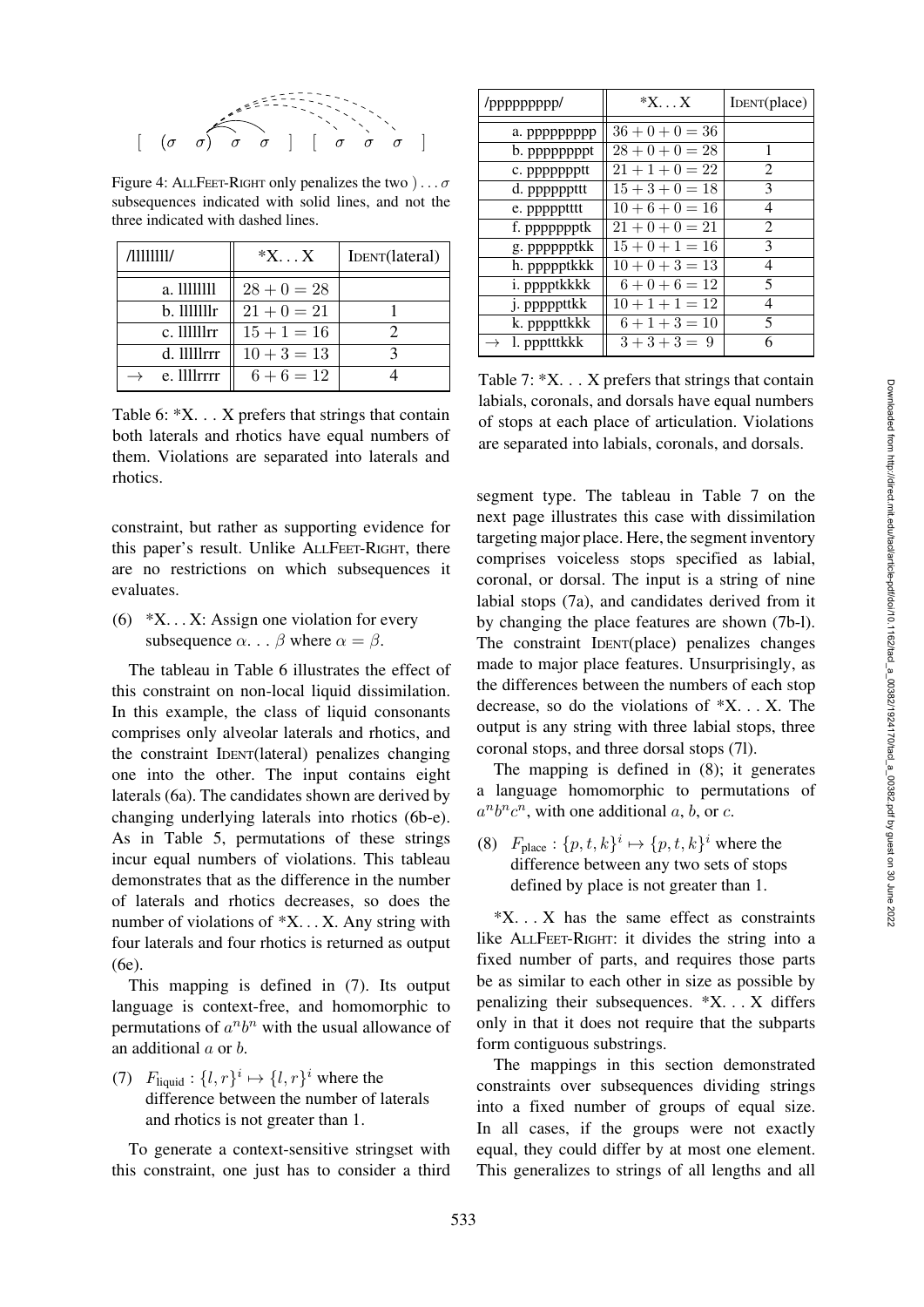Figure 4: ALLFEET-RIGHT only penalizes the two $) \ldots \sigma$ subsequences indicated with solid lines, and not the three indicated with dashed lines.

| /llllllll/ | *X. . . X | IDENT(lateral) |
|---|---|---|
| a. llllllll | $28+0=28$ | |
| b. lllllllr | $21+0=21$ | 1 |
| c. llllllrr | $15+1=16$ | 2 |
| d. lllllrrr | $10+3=13$ | 3 |
| → e. llllrrrr | $6+6=12$ | 4 |

Table 6: *X. . . X prefers that strings that contain both laterals and rhotics have equal numbers of them. Violations are separated into laterals and rhotics.

constraint, but rather as supporting evidence for this paper's result. Unlike ALLFEET-RIGHT, there are no restrictions on which subsequences it evaluates.

(6) *X. . . X: Assign one violation for every subsequence $\alpha \ldots \beta$ where $\alpha = \beta$.

The tableau in Table 6 illustrates the effect of this constraint on non-local liquid dissimilation. In this example, the class of liquid consonants comprises only alveolar laterals and rhotics, and the constraint IDENT(lateral) penalizes changing one into the other. The input contains eight laterals (6a). The candidates shown are derived by changing underlying laterals into rhotics (6b-e). As in Table 5, permutations of these strings incur equal numbers of violations. This tableau demonstrates that as the difference in the number of laterals and rhotics decreases, so does the number of violations of *X. . . X. Any string with four laterals and four rhotics is returned as output (6e).

This mapping is defined in (7). Its output language is context-free, and homomorphic to permutations of $a^n b^n$ with the usual allowance of an additional $a$ or $b$.

(7) $F_{\text{liquid}} : \{l, r\}^i \mapsto \{l, r\}^i$ where the difference between the number of laterals and rhotics is not greater than 1.

To generate a context-sensitive stringset with this constraint, one just has to consider a third

| /ppppppppp/ | *X. . . X | IDENT(place) |
|---|---|---|
| a. ppppppppp | $36+0+0=36$ | |
| b. pppppppppt | $28+0+0=28$ | 1 |
| c. ppppppptt | $21+1+0=22$ | 2 |
| d. pppppptttt | $15+3+0=18$ | 3 |
| e. pppppttttt | $10+6+0=16$ | 4 |
| f. pppppppptk | $21+0+0=21$ | 2 |
| g. pppppptkk | $15+0+1=16$ | 3 |
| h. ppppptkkk | $10+0+3=13$ | 4 |
| i. ppppptkkkk | $6+0+6=12$ | 5 |
| j. pppppttkk | $10+1+1=12$ | 4 |
| k. ppppttkkk | $6+1+3=10$ | 5 |
| → l. ppptttkkk | $3+3+3=\ 9$ | 6 |

Table 7: *X. . . X prefers that strings that contain labials, coronals, and dorsals have equal numbers of stops at each place of articulation. Violations are separated into labials, coronals, and dorsals.

segment type. The tableau in Table 7 on the next page illustrates this case with dissimilation targeting major place. Here, the segment inventory comprises voiceless stops specified as labial, coronal, or dorsal. The input is a string of nine labial stops (7a), and candidates derived from it by changing the place features are shown (7b-l). The constraint IDENT(place) penalizes changes made to major place features. Unsurprisingly, as the differences between the numbers of each stop decrease, so do the violations of *X. . . X. The output is any string with three labial stops, three coronal stops, and three dorsal stops (7l).

The mapping is defined in (8); it generates a language homomorphic to permutations of $a^n b^n c^n$, with one additional $a$, $b$, or $c$.

(8) $F_{\text{place}} : \{p, t, k\}^i \mapsto \{p, t, k\}^i$ where the difference between any two sets of stops defined by place is not greater than 1.

*X. . . X has the same effect as constraints like ALLFEET-RIGHT: it divides the string into a fixed number of parts, and requires those parts be as similar to each other in size as possible by penalizing their subsequences. *X. . . X differs only in that it does not require that the subparts form contiguous substrings.

The mappings in this section demonstrated constraints over subsequences dividing strings into a fixed number of groups of equal size. In all cases, if the groups were not exactly equal, they could differ by at most one element. This generalizes to strings of all lengths and all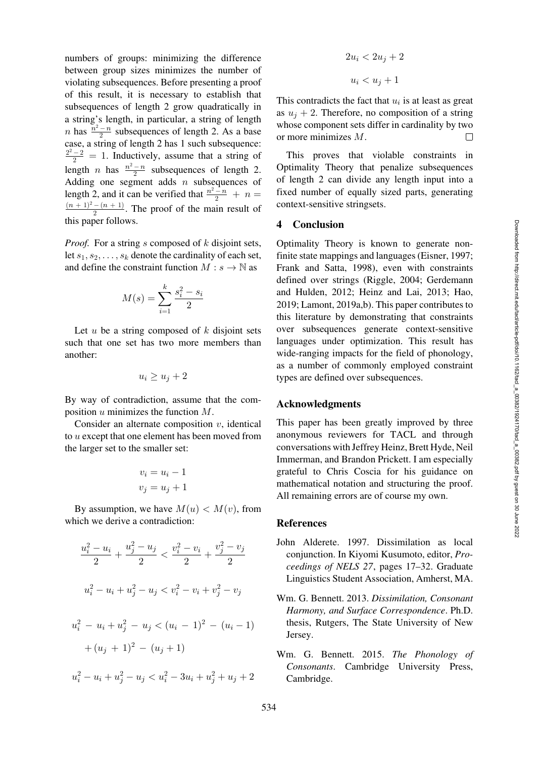numbers of groups: minimizing the difference between group sizes minimizes the number of violating subsequences. Before presenting a proof of this result, it is necessary to establish that subsequences of length 2 grow quadratically in a string's length, in particular, a string of length $n$ has $\frac{n^2-n}{2}$ subsequences of length 2. As a base case, a string of length 2 has 1 such subsequence: $\frac{2^2-2}{2} = 1$. Inductively, assume that a string of length $n$ has $\frac{n^2-n}{2}$ subsequences of length 2. Adding one segment adds $n$ subsequences of length 2, and it can be verified that $\frac{n^2-n}{2} + n = \frac{(n+1)^2-(n+1)}{2}$. The proof of the main result of this paper follows.

*Proof.* For a string $s$ composed of $k$ disjoint sets, let $s_1, s_2, \ldots, s_k$ denote the cardinality of each set, and define the constraint function $M : s \to \mathbb{N}$ as

$$M(s) = \sum_{i=1}^{k} \frac{s_i^2 - s_i}{2}$$

Let $u$ be a string composed of $k$ disjoint sets such that one set has two more members than another:

$$u_i \geq u_j + 2$$

By way of contradiction, assume that the composition $u$ minimizes the function $M$.

Consider an alternate composition $v$, identical to $u$ except that one element has been moved from the larger set to the smaller set:

$$v_i = u_i - 1$$
$$v_j = u_j + 1$$

By assumption, we have $M(u) < M(v)$, from which we derive a contradiction:

$$\frac{u_i^2 - u_i}{2} + \frac{u_j^2 - u_j}{2} < \frac{v_i^2 - v_i}{2} + \frac{v_j^2 - v_j}{2}$$

$$u_i^2 - u_i + u_j^2 - u_j < v_i^2 - v_i + v_j^2 - v_j$$

$$u_i^2 - u_i + u_j^2 - u_j < (u_i - 1)^2 - (u_i - 1) + (u_j + 1)^2 - (u_j + 1)$$

$$u_i^2 - u_i + u_j^2 - u_j < u_i^2 - 3u_i + u_j^2 + u_j + 2$$

$$2u_i < 2u_j + 2$$

$$u_i < u_j + 1$$

This contradicts the fact that $u_i$ is at least as great as $u_j + 2$. Therefore, no composition of a string whose component sets differ in cardinality by two or more minimizes $M$. □

This proves that violable constraints in Optimality Theory that penalize subsequences of length 2 can divide any length input into a fixed number of equally sized parts, generating context-sensitive stringsets.

## 4 Conclusion

Optimality Theory is known to generate non-finite state mappings and languages (Eisner, 1997; Frank and Satta, 1998), even with constraints defined over strings (Riggle, 2004; Gerdemann and Hulden, 2012; Heinz and Lai, 2013; Hao, 2019; Lamont, 2019a,b). This paper contributes to this literature by demonstrating that constraints over subsequences generate context-sensitive languages under optimization. This result has wide-ranging impacts for the field of phonology, as a number of commonly employed constraint types are defined over subsequences.

## Acknowledgments

This paper has been greatly improved by three anonymous reviewers for TACL and through conversations with Jeffrey Heinz, Brett Hyde, Neil Immerman, and Brandon Prickett. I am especially grateful to Chris Coscia for his guidance on mathematical notation and structuring the proof. All remaining errors are of course my own.

## References

John Alderete. 1997. Dissimilation as local conjunction. In Kiyomi Kusumoto, editor, *Proceedings of NELS 27*, pages 17–32. Graduate Linguistics Student Association, Amherst, MA.

Wm. G. Bennett. 2013. *Dissimilation, Consonant Harmony, and Surface Correspondence*. Ph.D. thesis, Rutgers, The State University of New Jersey.

Wm. G. Bennett. 2015. *The Phonology of Consonants*. Cambridge University Press, Cambridge.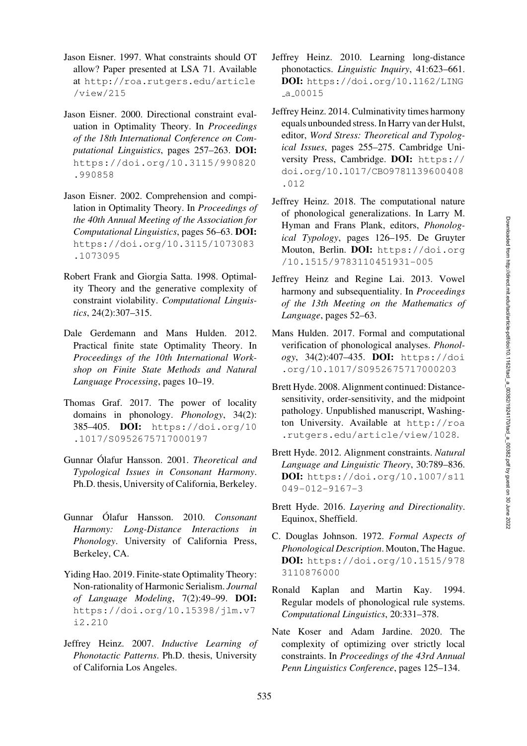Jason Eisner. 1997. What constraints should OT allow? Paper presented at LSA 71. Available at http://roa.rutgers.edu/article/view/215

Jason Eisner. 2000. Directional constraint evaluation in Optimality Theory. In *Proceedings of the 18th International Conference on Computational Linguistics*, pages 257–263. **DOI:** https://doi.org/10.3115/990820.990858

Jason Eisner. 2002. Comprehension and compilation in Optimality Theory. In *Proceedings of the 40th Annual Meeting of the Association for Computational Linguistics*, pages 56–63. **DOI:** https://doi.org/10.3115/1073083.1073095

Robert Frank and Giorgia Satta. 1998. Optimality Theory and the generative complexity of constraint violability. *Computational Linguistics*, 24(2):307–315.

Dale Gerdemann and Mans Hulden. 2012. Practical finite state Optimality Theory. In *Proceedings of the 10th International Workshop on Finite State Methods and Natural Language Processing*, pages 10–19.

Thomas Graf. 2017. The power of locality domains in phonology. *Phonology*, 34(2): 385–405. **DOI:** https://doi.org/10.1017/S0952675717000197

Gunnar Ólafur Hansson. 2001. *Theoretical and Typological Issues in Consonant Harmony*. Ph.D. thesis, University of California, Berkeley.

Gunnar Ólafur Hansson. 2010. *Consonant Harmony: Long-Distance Interactions in Phonology*. University of California Press, Berkeley, CA.

Yiding Hao. 2019. Finite-state Optimality Theory: Non-rationality of Harmonic Serialism. *Journal of Language Modeling*, 7(2):49–99. **DOI:** https://doi.org/10.15398/jlm.v7i2.210

Jeffrey Heinz. 2007. *Inductive Learning of Phonotactic Patterns*. Ph.D. thesis, University of California Los Angeles.

Jeffrey Heinz. 2010. Learning long-distance phonotactics. *Linguistic Inquiry*, 41:623–661. **DOI:** https://doi.org/10.1162/LING_a_00015

Jeffrey Heinz. 2014. Culminativity times harmony equals unbounded stress. In Harry van der Hulst, editor, *Word Stress: Theoretical and Typological Issues*, pages 255–275. Cambridge University Press, Cambridge. **DOI:** https://doi.org/10.1017/CBO9781139600408.012

Jeffrey Heinz. 2018. The computational nature of phonological generalizations. In Larry M. Hyman and Frans Plank, editors, *Phonological Typology*, pages 126–195. De Gruyter Mouton, Berlin. **DOI:** https://doi.org/10.1515/9783110451931-005

Jeffrey Heinz and Regine Lai. 2013. Vowel harmony and subsequentiality. In *Proceedings of the 13th Meeting on the Mathematics of Language*, pages 52–63.

Mans Hulden. 2017. Formal and computational verification of phonological analyses. *Phonology*, 34(2):407–435. **DOI:** https://doi.org/10.1017/S0952675717000203

Brett Hyde. 2008. Alignment continued: Distance-sensitivity, order-sensitivity, and the midpoint pathology. Unpublished manuscript, Washington University. Available at http://roa.rutgers.edu/article/view/1028.

Brett Hyde. 2012. Alignment constraints. *Natural Language and Linguistic Theory*, 30:789–836. **DOI:** https://doi.org/10.1007/s11049-012-9167-3

Brett Hyde. 2016. *Layering and Directionality*. Equinox, Sheffield.

C. Douglas Johnson. 1972. *Formal Aspects of Phonological Description*. Mouton, The Hague. **DOI:** https://doi.org/10.1515/9783110876000

Ronald Kaplan and Martin Kay. 1994. Regular models of phonological rule systems. *Computational Linguistics*, 20:331–378.

Nate Koser and Adam Jardine. 2020. The complexity of optimizing over strictly local constraints. In *Proceedings of the 43rd Annual Penn Linguistics Conference*, pages 125–134.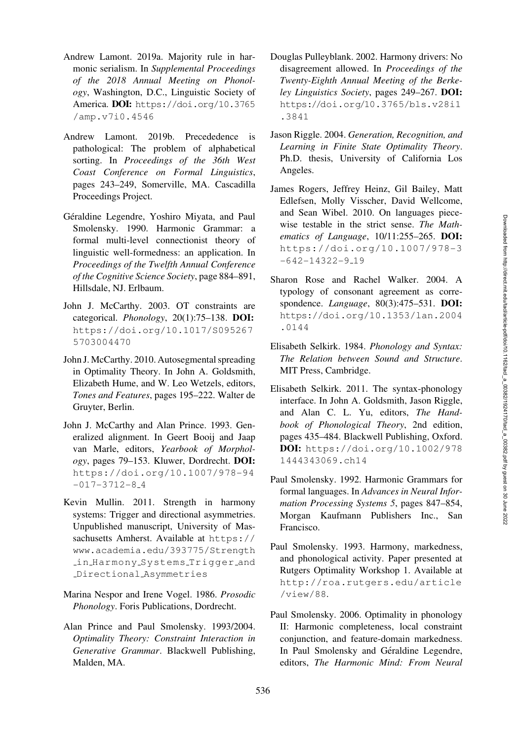Andrew Lamont. 2019a. Majority rule in harmonic serialism. In *Supplemental Proceedings of the 2018 Annual Meeting on Phonology*, Washington, D.C., Linguistic Society of America. **DOI:** https://doi.org/10.3765/amp.v7i0.4546

Andrew Lamont. 2019b. Precededence is pathological: The problem of alphabetical sorting. In *Proceedings of the 36th West Coast Conference on Formal Linguistics*, pages 243–249, Somerville, MA. Cascadilla Proceedings Project.

Géraldine Legendre, Yoshiro Miyata, and Paul Smolensky. 1990. Harmonic Grammar: a formal multi-level connectionist theory of linguistic well-formedness: an application. In *Proceedings of the Twelfth Annual Conference of the Cognitive Science Society*, page 884–891, Hillsdale, NJ. Erlbaum.

John J. McCarthy. 2003. OT constraints are categorical. *Phonology*, 20(1):75–138. **DOI:** https://doi.org/10.1017/S0952675703004470

John J. McCarthy. 2010. Autosegmental spreading in Optimality Theory. In John A. Goldsmith, Elizabeth Hume, and W. Leo Wetzels, editors, *Tones and Features*, pages 195–222. Walter de Gruyter, Berlin.

John J. McCarthy and Alan Prince. 1993. Generalized alignment. In Geert Booij and Jaap van Marle, editors, *Yearbook of Morphology*, pages 79–153. Kluwer, Dordrecht. **DOI:** https://doi.org/10.1007/978-94-017-3712-8_4

Kevin Mullin. 2011. Strength in harmony systems: Trigger and directional asymmetries. Unpublished manuscript, University of Massachusetts Amherst. Available at https://www.academia.edu/393775/Strength_in_Harmony_Systems_Trigger_and_Directional_Asymmetries

Marina Nespor and Irene Vogel. 1986. *Prosodic Phonology*. Foris Publications, Dordrecht.

Alan Prince and Paul Smolensky. 1993/2004. *Optimality Theory: Constraint Interaction in Generative Grammar*. Blackwell Publishing, Malden, MA.

Douglas Pulleyblank. 2002. Harmony drivers: No disagreement allowed. In *Proceedings of the Twenty-Eighth Annual Meeting of the Berkeley Linguistics Society*, pages 249–267. **DOI:** https://doi.org/10.3765/bls.v28i1.3841

Jason Riggle. 2004. *Generation, Recognition, and Learning in Finite State Optimality Theory*. Ph.D. thesis, University of California Los Angeles.

James Rogers, Jeffrey Heinz, Gil Bailey, Matt Edlefsen, Molly Visscher, David Wellcome, and Sean Wibel. 2010. On languages piecewise testable in the strict sense. *The Mathematics of Language*, 10/11:255–265. **DOI:** https://doi.org/10.1007/978-3-642-14322-9_19

Sharon Rose and Rachel Walker. 2004. A typology of consonant agreement as correspondence. *Language*, 80(3):475–531. **DOI:** https://doi.org/10.1353/lan.2004.0144

Elisabeth Selkirk. 1984. *Phonology and Syntax: The Relation between Sound and Structure*. MIT Press, Cambridge.

Elisabeth Selkirk. 2011. The syntax-phonology interface. In John A. Goldsmith, Jason Riggle, and Alan C. L. Yu, editors, *The Handbook of Phonological Theory*, 2nd edition, pages 435–484. Blackwell Publishing, Oxford. **DOI:** https://doi.org/10.1002/9781444343069.ch14

Paul Smolensky. 1992. Harmonic Grammars for formal languages. In *Advances in Neural Information Processing Systems 5*, pages 847–854, Morgan Kaufmann Publishers Inc., San Francisco.

Paul Smolensky. 1993. Harmony, markedness, and phonological activity. Paper presented at Rutgers Optimality Workshop 1. Available at http://roa.rutgers.edu/article/view/88.

Paul Smolensky. 2006. Optimality in phonology II: Harmonic completeness, local constraint conjunction, and feature-domain markedness. In Paul Smolensky and Géraldine Legendre, editors, *The Harmonic Mind: From Neural*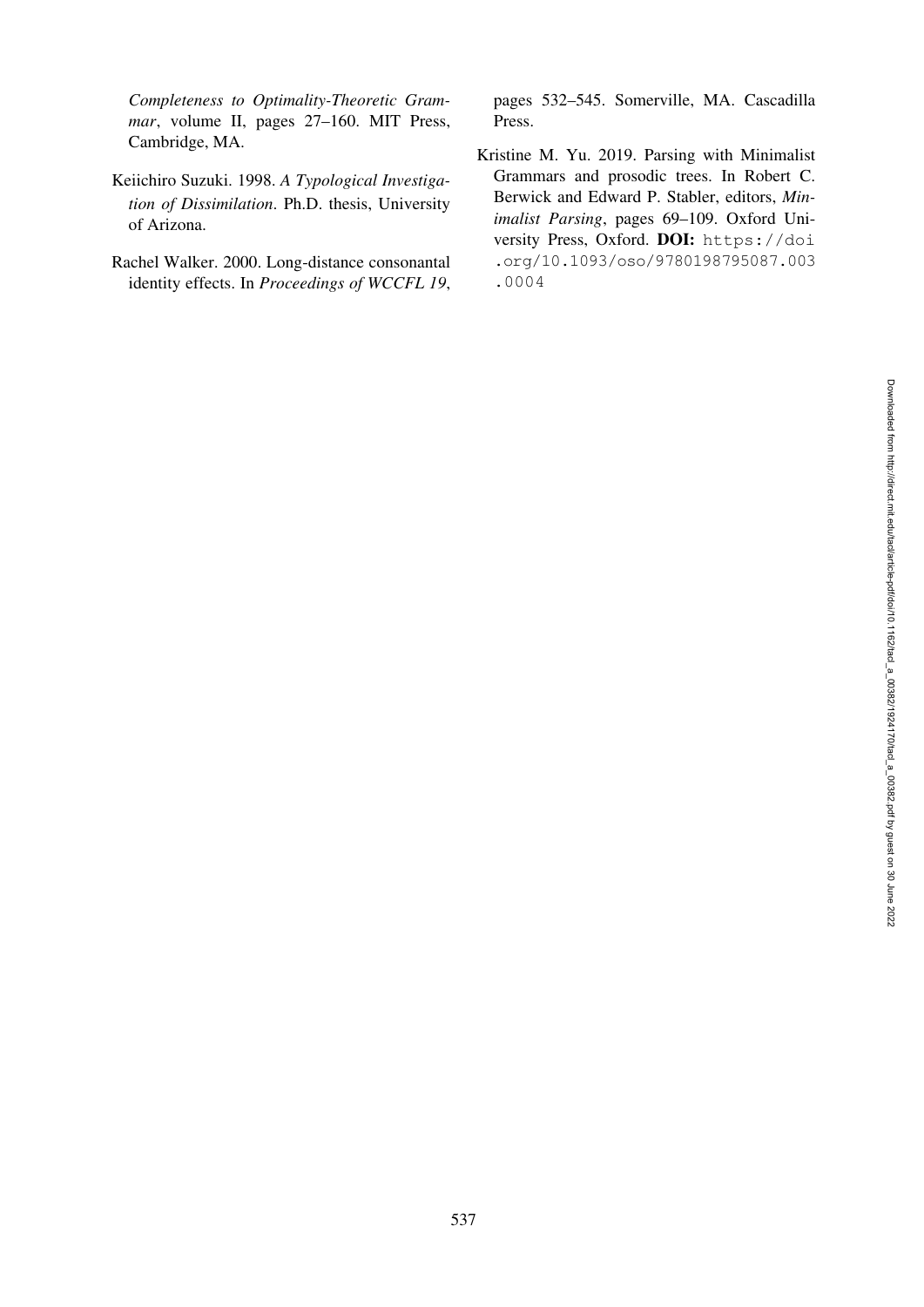*Completeness to Optimality-Theoretic Grammar*, volume II, pages 27–160. MIT Press, Cambridge, MA.

Keiichiro Suzuki. 1998. *A Typological Investigation of Dissimilation*. Ph.D. thesis, University of Arizona.

Rachel Walker. 2000. Long-distance consonantal identity effects. In *Proceedings of WCCFL 19*, pages 532–545. Somerville, MA. Cascadilla Press.

Kristine M. Yu. 2019. Parsing with Minimalist Grammars and prosodic trees. In Robert C. Berwick and Edward P. Stabler, editors, *Minimalist Parsing*, pages 69–109. Oxford University Press, Oxford. **DOI:** `https://doi.org/10.1093/oso/9780198795087.003.0004`